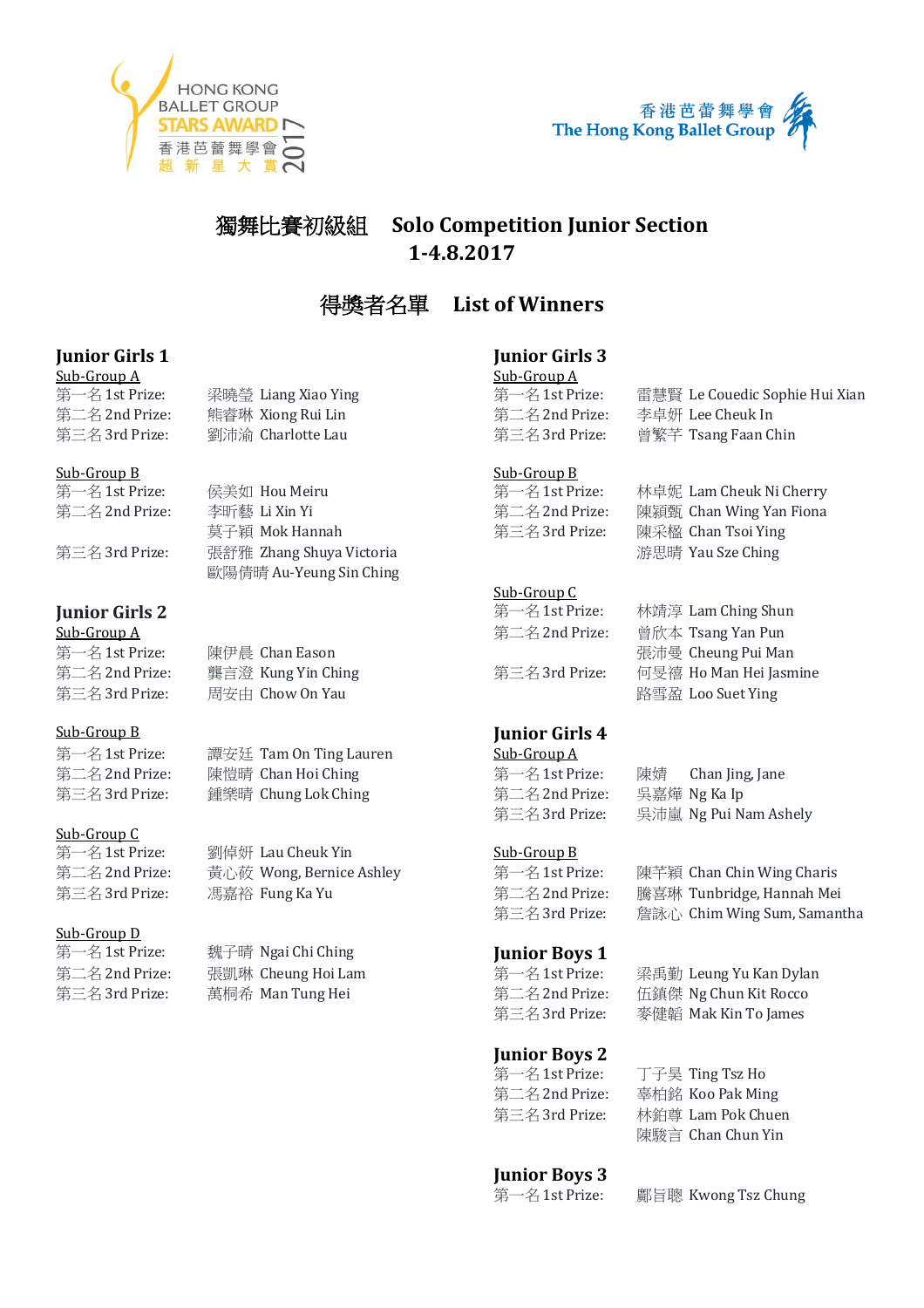HONG KONG BALLET GROUP STARS AWARD 2017 香港芭蕾舞學會超新星大賞

香港芭蕾舞學會 The Hong Kong Ballet Group

# 獨舞比賽初級組 Solo Competition Junior Section
## 1-4.8.2017

## 得獎者名單 List of Winners

### Junior Girls 1

Sub-Group A

第一名 1st Prize: 梁曉瑩 Liang Xiao Ying
第二名 2nd Prize: 熊睿琳 Xiong Rui Lin
第三名 3rd Prize: 劉沛渝 Charlotte Lau

Sub-Group B

第一名 1st Prize: 侯美如 Hou Meiru
第二名 2nd Prize: 李昕藝 Li Xin Yi
莫子穎 Mok Hannah
第三名 3rd Prize: 張舒雅 Zhang Shuya Victoria
歐陽倩晴 Au-Yeung Sin Ching

### Junior Girls 2

Sub-Group A

第一名 1st Prize: 陳伊晨 Chan Eason
第二名 2nd Prize: 龔言澄 Kung Yin Ching
第三名 3rd Prize: 周安由 Chow On Yau

Sub-Group B

第一名 1st Prize: 譚安廷 Tam On Ting Lauren
第二名 2nd Prize: 陳愷晴 Chan Hoi Ching
第三名 3rd Prize: 鍾樂晴 Chung Lok Ching

Sub-Group C

第一名 1st Prize: 劉倬妍 Lau Cheuk Yin
第二名 2nd Prize: 黃心莜 Wong, Bernice Ashley
第三名 3rd Prize: 馮嘉裕 Fung Ka Yu

Sub-Group D

第一名 1st Prize: 魏子晴 Ngai Chi Ching
第二名 2nd Prize: 張凱琳 Cheung Hoi Lam
第三名 3rd Prize: 萬桐希 Man Tung Hei

### Junior Girls 3

Sub-Group A

第一名 1st Prize: 雷慧賢 Le Couedic Sophie Hui Xian
第二名 2nd Prize: 李卓妍 Lee Cheuk In
第三名 3rd Prize: 曾繁芊 Tsang Faan Chin

Sub-Group B

第一名 1st Prize: 林卓妮 Lam Cheuk Ni Cherry
第二名 2nd Prize: 陳穎甄 Chan Wing Yan Fiona
第三名 3rd Prize: 陳采楹 Chan Tsoi Ying
游思晴 Yau Sze Ching

Sub-Group C

第一名 1st Prize: 林靖淳 Lam Ching Shun
第二名 2nd Prize: 曾欣本 Tsang Yan Pun
張沛曼 Cheung Pui Man
第三名 3rd Prize: 何旻禧 Ho Man Hei Jasmine
路雪盈 Loo Suet Ying

### Junior Girls 4

Sub-Group A

第一名 1st Prize: 陳婧 Chan Jing, Jane
第二名 2nd Prize: 吳嘉燁 Ng Ka Ip
第三名 3rd Prize: 吳沛嵐 Ng Pui Nam Ashely

Sub-Group B

第一名 1st Prize: 陳芊穎 Chan Chin Wing Charis
第二名 2nd Prize: 騰喜琳 Tunbridge, Hannah Mei
第三名 3rd Prize: 詹詠心 Chim Wing Sum, Samantha

### Junior Boys 1

第一名 1st Prize: 梁禹勤 Leung Yu Kan Dylan
第二名 2nd Prize: 伍鎮傑 Ng Chun Kit Rocco
第三名 3rd Prize: 麥健韜 Mak Kin To James

### Junior Boys 2

第一名 1st Prize: 丁子昊 Ting Tsz Ho
第二名 2nd Prize: 辜柏銘 Koo Pak Ming
第三名 3rd Prize: 林鉑尊 Lam Pok Chuen
陳駿言 Chan Chun Yin

### Junior Boys 3

第一名 1st Prize: 鄺旨聰 Kwong Tsz Chung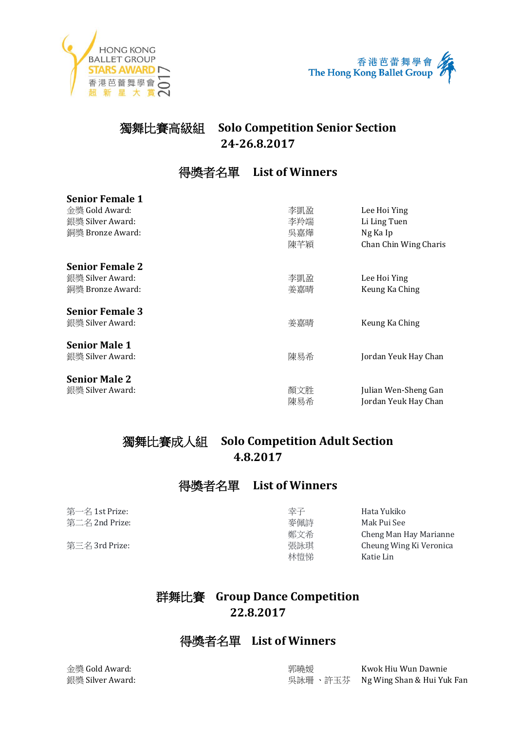# 獨舞比賽高級組 Solo Competition Senior Section
## 24-26.8.2017

### 得獎者名單 List of Winners

**Senior Female 1**

| | | |
|---|---|---|
| 金獎 Gold Award: | 李凱盈 | Lee Hoi Ying |
| 銀獎 Silver Award: | 李羚端 | Li Ling Tuen |
| 銅獎 Bronze Award: | 吳嘉燁 | Ng Ka Ip |
| | 陳芊穎 | Chan Chin Wing Charis |

**Senior Female 2**

| | | |
|---|---|---|
| 銀獎 Silver Award: | 李凱盈 | Lee Hoi Ying |
| 銅獎 Bronze Award: | 姜嘉晴 | Keung Ka Ching |

**Senior Female 3**

| | | |
|---|---|---|
| 銀獎 Silver Award: | 姜嘉晴 | Keung Ka Ching |

**Senior Male 1**

| | | |
|---|---|---|
| 銀獎 Silver Award: | 陳易希 | Jordan Yeuk Hay Chan |

**Senior Male 2**

| | | |
|---|---|---|
| 銀獎 Silver Award: | 顏文胜 | Julian Wen-Sheng Gan |
| | 陳易希 | Jordan Yeuk Hay Chan |

# 獨舞比賽成人組 Solo Competition Adult Section
## 4.8.2017

### 得獎者名單 List of Winners

| | | |
|---|---|---|
| 第一名 1st Prize: | 幸子 | Hata Yukiko |
| 第二名 2nd Prize: | 麥佩詩 | Mak Pui See |
| | 鄭文希 | Cheng Man Hay Marianne |
| 第三名 3rd Prize: | 張詠琪 | Cheung Wing Ki Veronica |
| | 林愷悌 | Katie Lin |

# 群舞比賽 Group Dance Competition
## 22.8.2017

### 得獎者名單 List of Winners

| | | |
|---|---|---|
| 金獎 Gold Award: | 郭曉媛 | Kwok Hiu Wun Dawnie |
| 銀獎 Silver Award: | 吳詠珊 、許玉芬 | Ng Wing Shan & Hui Yuk Fan |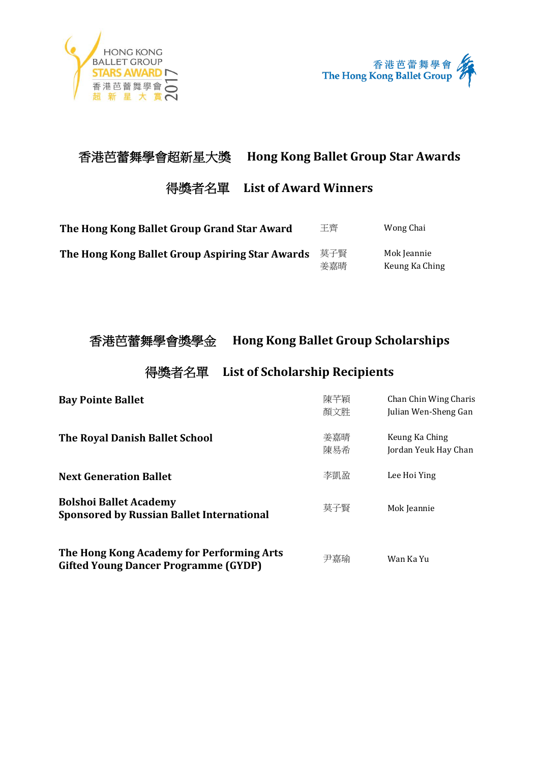HONG KONG BALLET GROUP STARS AWARD 2017 香港芭蕾舞學會超新星大賞

香港芭蕾舞學會 The Hong Kong Ballet Group

# 香港芭蕾舞學會超新星大獎 Hong Kong Ballet Group Star Awards

## 得獎者名單 List of Award Winners

| | | |
|---|---|---|
| **The Hong Kong Ballet Group Grand Star Award** | 王齊 | Wong Chai |
| **The Hong Kong Ballet Group Aspiring Star Awards** | 莫子賢<br>姜嘉晴 | Mok Jeannie<br>Keung Ka Ching |

# 香港芭蕾舞學會獎學金 Hong Kong Ballet Group Scholarships

## 得獎者名單 List of Scholarship Recipients

| | | |
|---|---|---|
| **Bay Pointe Ballet** | 陳芊穎<br>顏文胜 | Chan Chin Wing Charis<br>Julian Wen-Sheng Gan |
| **The Royal Danish Ballet School** | 姜嘉晴<br>陳易希 | Keung Ka Ching<br>Jordan Yeuk Hay Chan |
| **Next Generation Ballet** | 李凱盈 | Lee Hoi Ying |
| **Bolshoi Ballet Academy Sponsored by Russian Ballet International** | 莫子賢 | Mok Jeannie |
| **The Hong Kong Academy for Performing Arts Gifted Young Dancer Programme (GYDP)** | 尹嘉瑜 | Wan Ka Yu |